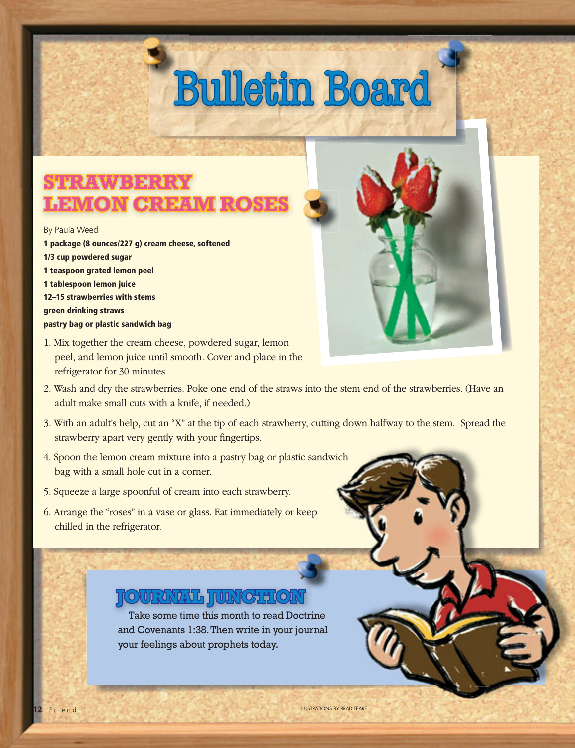# Bulletin Board

## STRAWBERRY LEMON CREAM ROSES

By Paula Weed

**1 package (8 ounces/227 g) cream cheese, softened**
**1/3 cup powdered sugar**
**1 teaspoon grated lemon peel**
**1 tablespoon lemon juice**
**12–15 strawberries with stems**
**green drinking straws**
**pastry bag or plastic sandwich bag**

1. Mix together the cream cheese, powdered sugar, lemon peel, and lemon juice until smooth. Cover and place in the refrigerator for 30 minutes.
2. Wash and dry the strawberries. Poke one end of the straws into the stem end of the strawberries. (Have an adult make small cuts with a knife, if needed.)
3. With an adult's help, cut an "X" at the tip of each strawberry, cutting down halfway to the stem. Spread the strawberry apart very gently with your fingertips.
4. Spoon the lemon cream mixture into a pastry bag or plastic sandwich bag with a small hole cut in a corner.
5. Squeeze a large spoonful of cream into each strawberry.
6. Arrange the "roses" in a vase or glass. Eat immediately or keep chilled in the refrigerator.

## JOURNAL JUNCTION

Take some time this month to read Doctrine and Covenants 1:38. Then write in your journal your feelings about prophets today.

ILLUSTRATIONS BY BRAD TEARE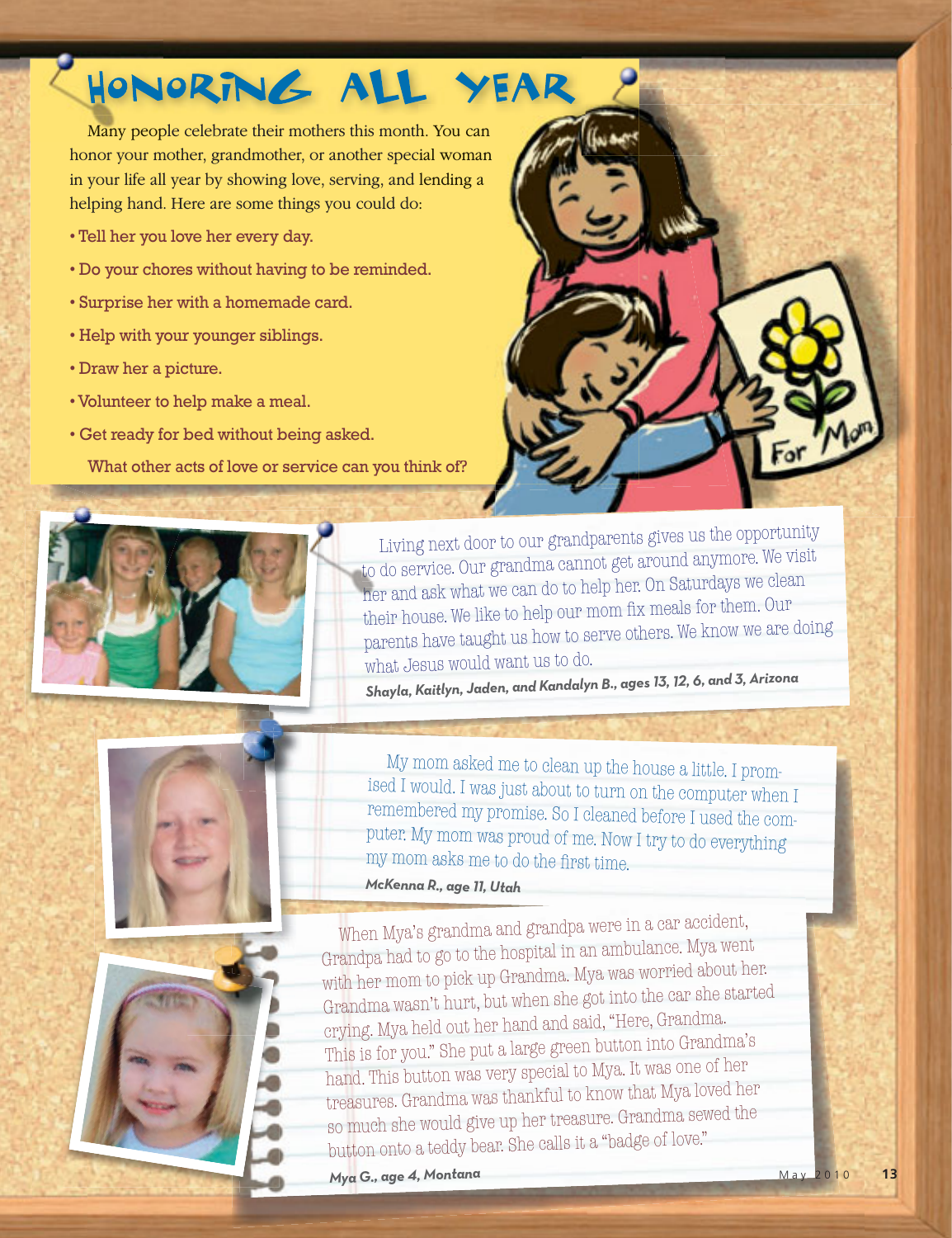# HONORING ALL YEAR

Many people celebrate their mothers this month. You can honor your mother, grandmother, or another special woman in your life all year by showing love, serving, and lending a helping hand. Here are some things you could do:

- Tell her you love her every day.
- Do your chores without having to be reminded.
- Surprise her with a homemade card.
- Help with your younger siblings.
- Draw her a picture.
- Volunteer to help make a meal.
- Get ready for bed without being asked.

What other acts of love or service can you think of?

For Mom

Living next door to our grandparents gives us the opportunity to do service. Our grandma cannot get around anymore. We visit her and ask what we can do to help her. On Saturdays we clean their house. We like to help our mom fix meals for them. Our parents have taught us how to serve others. We know we are doing what Jesus would want us to do.

*Shayla, Kaitlyn, Jaden, and Kandalyn B., ages 13, 12, 6, and 3, Arizona*

My mom asked me to clean up the house a little. I promised I would. I was just about to turn on the computer when I remembered my promise. So I cleaned before I used the computer. My mom was proud of me. Now I try to do everything my mom asks me to do the first time.

*McKenna R., age 11, Utah*

When Mya's grandma and grandpa were in a car accident, Grandpa had to go to the hospital in an ambulance. Mya went with her mom to pick up Grandma. Mya was worried about her. Grandma wasn't hurt, but when she got into the car she started crying. Mya held out her hand and said, "Here, Grandma. This is for you." She put a large green button into Grandma's hand. This button was very special to Mya. It was one of her treasures. Grandma was thankful to know that Mya loved her so much she would give up her treasure. Grandma sewed the button onto a teddy bear. She calls it a "badge of love."

*Mya G., age 4, Montana*